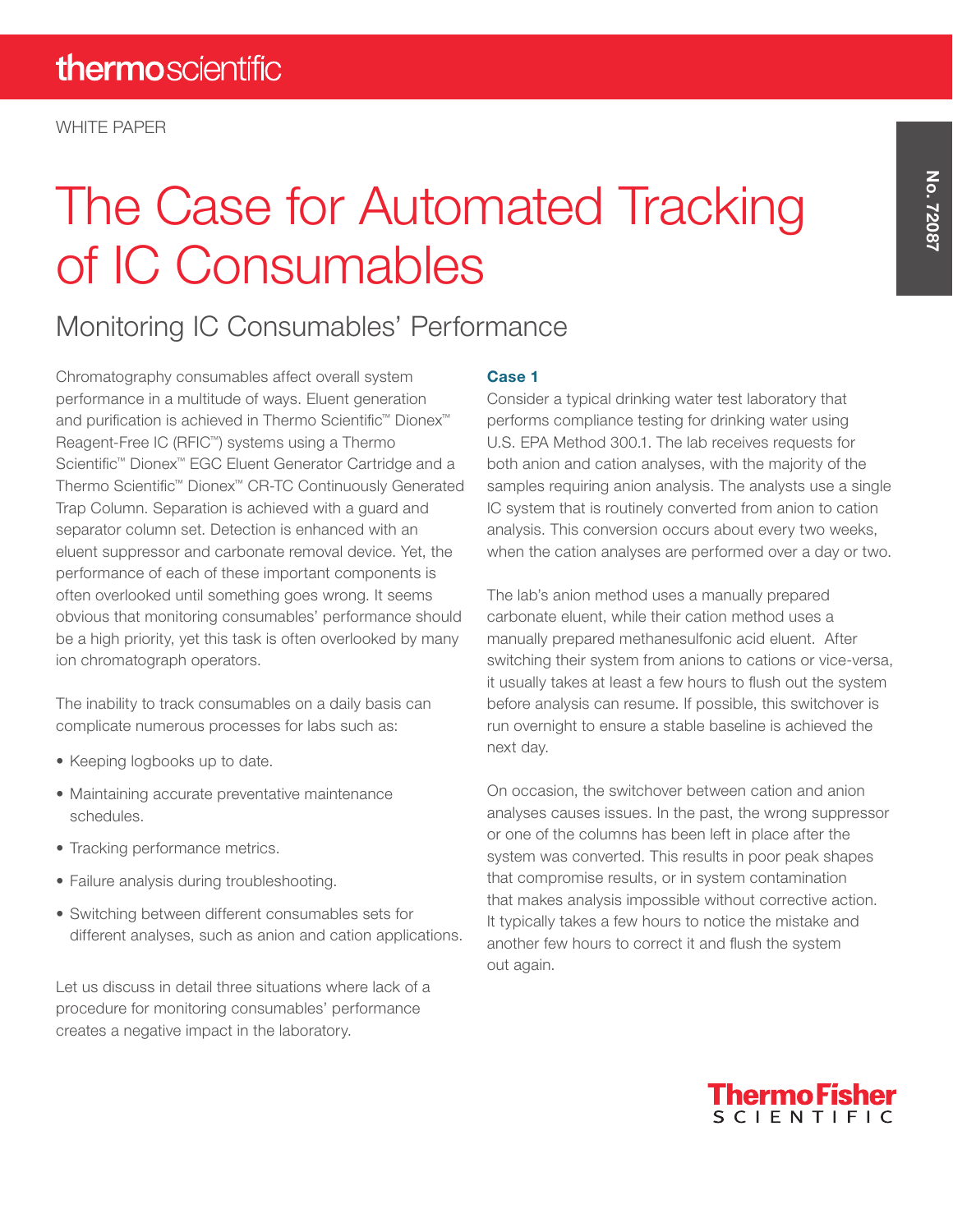thermoscientific

WHITE PAPER

No. 72087

# The Case for Automated Tracking of IC Consumables

## Monitoring IC Consumables' Performance

Chromatography consumables affect overall system performance in a multitude of ways. Eluent generation and purification is achieved in Thermo Scientific™ Dionex™ Reagent-Free IC (RFIC™) systems using a Thermo Scientific™ Dionex™ EGC Eluent Generator Cartridge and a Thermo Scientific™ Dionex™ CR-TC Continuously Generated Trap Column. Separation is achieved with a guard and separator column set. Detection is enhanced with an eluent suppressor and carbonate removal device. Yet, the performance of each of these important components is often overlooked until something goes wrong. It seems obvious that monitoring consumables' performance should be a high priority, yet this task is often overlooked by many ion chromatograph operators.

The inability to track consumables on a daily basis can complicate numerous processes for labs such as:

- Keeping logbooks up to date.
- Maintaining accurate preventative maintenance schedules.
- Tracking performance metrics.
- Failure analysis during troubleshooting.
- Switching between different consumables sets for different analyses, such as anion and cation applications.

Let us discuss in detail three situations where lack of a procedure for monitoring consumables' performance creates a negative impact in the laboratory.

### Case 1

Consider a typical drinking water test laboratory that performs compliance testing for drinking water using U.S. EPA Method 300.1. The lab receives requests for both anion and cation analyses, with the majority of the samples requiring anion analysis. The analysts use a single IC system that is routinely converted from anion to cation analysis. This conversion occurs about every two weeks, when the cation analyses are performed over a day or two.

The lab's anion method uses a manually prepared carbonate eluent, while their cation method uses a manually prepared methanesulfonic acid eluent. After switching their system from anions to cations or vice-versa, it usually takes at least a few hours to flush out the system before analysis can resume. If possible, this switchover is run overnight to ensure a stable baseline is achieved the next day.

On occasion, the switchover between cation and anion analyses causes issues. In the past, the wrong suppressor or one of the columns has been left in place after the system was converted. This results in poor peak shapes that compromise results, or in system contamination that makes analysis impossible without corrective action. It typically takes a few hours to notice the mistake and another few hours to correct it and flush the system out again.

ThermoFisher SCIENTIFIC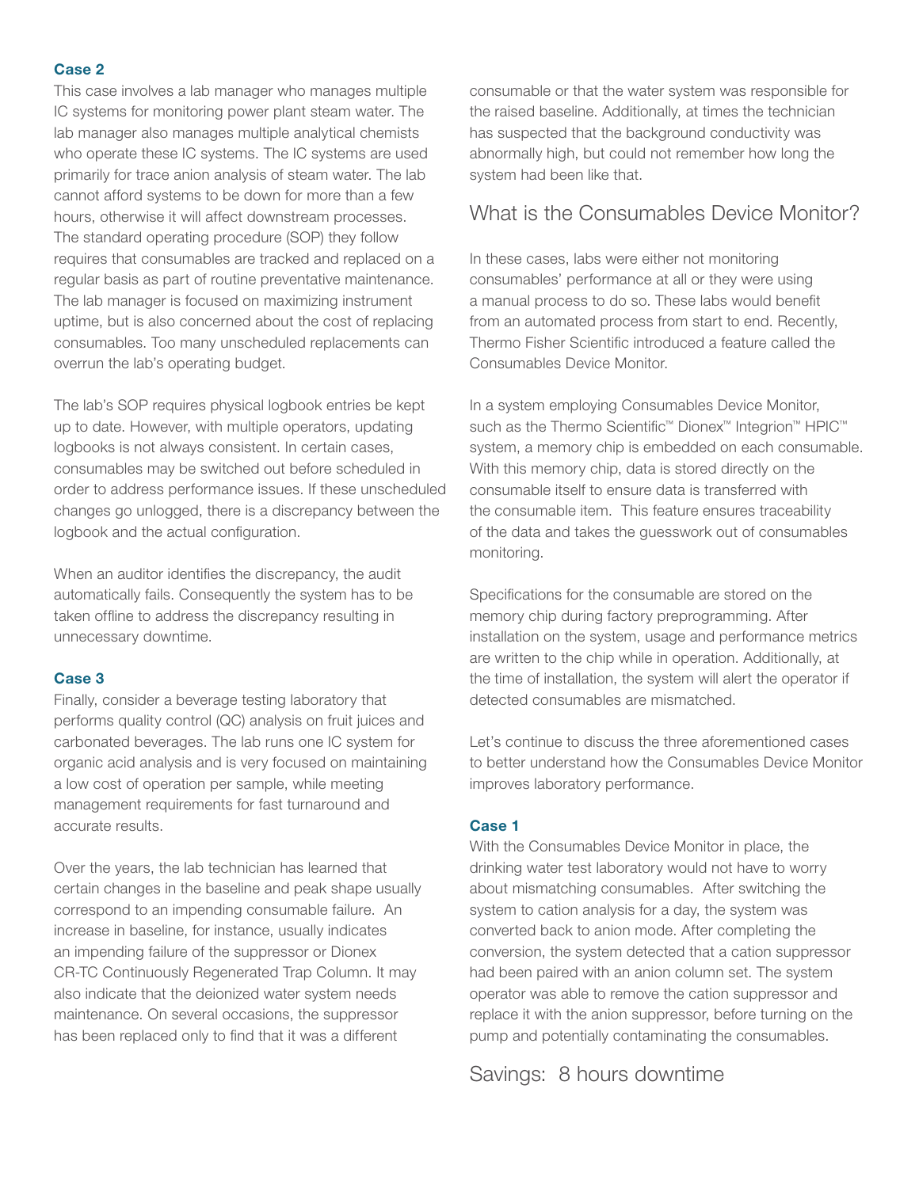### Case 2

This case involves a lab manager who manages multiple IC systems for monitoring power plant steam water. The lab manager also manages multiple analytical chemists who operate these IC systems. The IC systems are used primarily for trace anion analysis of steam water. The lab cannot afford systems to be down for more than a few hours, otherwise it will affect downstream processes. The standard operating procedure (SOP) they follow requires that consumables are tracked and replaced on a regular basis as part of routine preventative maintenance. The lab manager is focused on maximizing instrument uptime, but is also concerned about the cost of replacing consumables. Too many unscheduled replacements can overrun the lab's operating budget.

The lab's SOP requires physical logbook entries be kept up to date. However, with multiple operators, updating logbooks is not always consistent. In certain cases, consumables may be switched out before scheduled in order to address performance issues. If these unscheduled changes go unlogged, there is a discrepancy between the logbook and the actual configuration.

When an auditor identifies the discrepancy, the audit automatically fails. Consequently the system has to be taken offline to address the discrepancy resulting in unnecessary downtime.

### Case 3

Finally, consider a beverage testing laboratory that performs quality control (QC) analysis on fruit juices and carbonated beverages. The lab runs one IC system for organic acid analysis and is very focused on maintaining a low cost of operation per sample, while meeting management requirements for fast turnaround and accurate results.

Over the years, the lab technician has learned that certain changes in the baseline and peak shape usually correspond to an impending consumable failure. An increase in baseline, for instance, usually indicates an impending failure of the suppressor or Dionex CR-TC Continuously Regenerated Trap Column. It may also indicate that the deionized water system needs maintenance. On several occasions, the suppressor has been replaced only to find that it was a different consumable or that the water system was responsible for the raised baseline. Additionally, at times the technician has suspected that the background conductivity was abnormally high, but could not remember how long the system had been like that.

## What is the Consumables Device Monitor?

In these cases, labs were either not monitoring consumables' performance at all or they were using a manual process to do so. These labs would benefit from an automated process from start to end. Recently, Thermo Fisher Scientific introduced a feature called the Consumables Device Monitor.

In a system employing Consumables Device Monitor, such as the Thermo Scientific™ Dionex™ Integrion™ HPIC™ system, a memory chip is embedded on each consumable. With this memory chip, data is stored directly on the consumable itself to ensure data is transferred with the consumable item. This feature ensures traceability of the data and takes the guesswork out of consumables monitoring.

Specifications for the consumable are stored on the memory chip during factory preprogramming. After installation on the system, usage and performance metrics are written to the chip while in operation. Additionally, at the time of installation, the system will alert the operator if detected consumables are mismatched.

Let's continue to discuss the three aforementioned cases to better understand how the Consumables Device Monitor improves laboratory performance.

### Case 1

With the Consumables Device Monitor in place, the drinking water test laboratory would not have to worry about mismatching consumables. After switching the system to cation analysis for a day, the system was converted back to anion mode. After completing the conversion, the system detected that a cation suppressor had been paired with an anion column set. The system operator was able to remove the cation suppressor and replace it with the anion suppressor, before turning on the pump and potentially contaminating the consumables.

## Savings: 8 hours downtime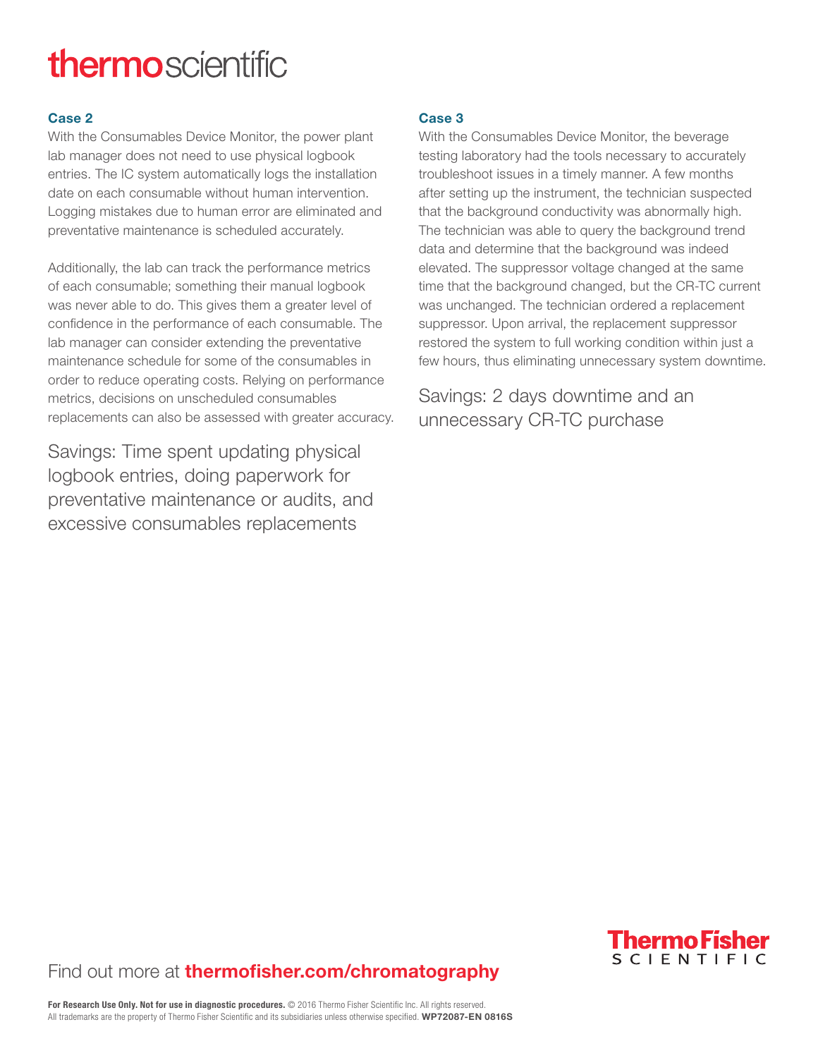### Case 2

With the Consumables Device Monitor, the power plant lab manager does not need to use physical logbook entries. The IC system automatically logs the installation date on each consumable without human intervention. Logging mistakes due to human error are eliminated and preventative maintenance is scheduled accurately.

Additionally, the lab can track the performance metrics of each consumable; something their manual logbook was never able to do. This gives them a greater level of confidence in the performance of each consumable. The lab manager can consider extending the preventative maintenance schedule for some of the consumables in order to reduce operating costs. Relying on performance metrics, decisions on unscheduled consumables replacements can also be assessed with greater accuracy.

Savings: Time spent updating physical logbook entries, doing paperwork for preventative maintenance or audits, and excessive consumables replacements

### Case 3

With the Consumables Device Monitor, the beverage testing laboratory had the tools necessary to accurately troubleshoot issues in a timely manner. A few months after setting up the instrument, the technician suspected that the background conductivity was abnormally high. The technician was able to query the background trend data and determine that the background was indeed elevated. The suppressor voltage changed at the same time that the background changed, but the CR-TC current was unchanged. The technician ordered a replacement suppressor. Upon arrival, the replacement suppressor restored the system to full working condition within just a few hours, thus eliminating unnecessary system downtime.

Savings: 2 days downtime and an unnecessary CR-TC purchase

Find out more at **thermofisher.com/chromatography**

**For Research Use Only. Not for use in diagnostic procedures.** © 2016 Thermo Fisher Scientific Inc. All rights reserved. All trademarks are the property of Thermo Fisher Scientific and its subsidiaries unless otherwise specified. **WP72087-EN 0816S**